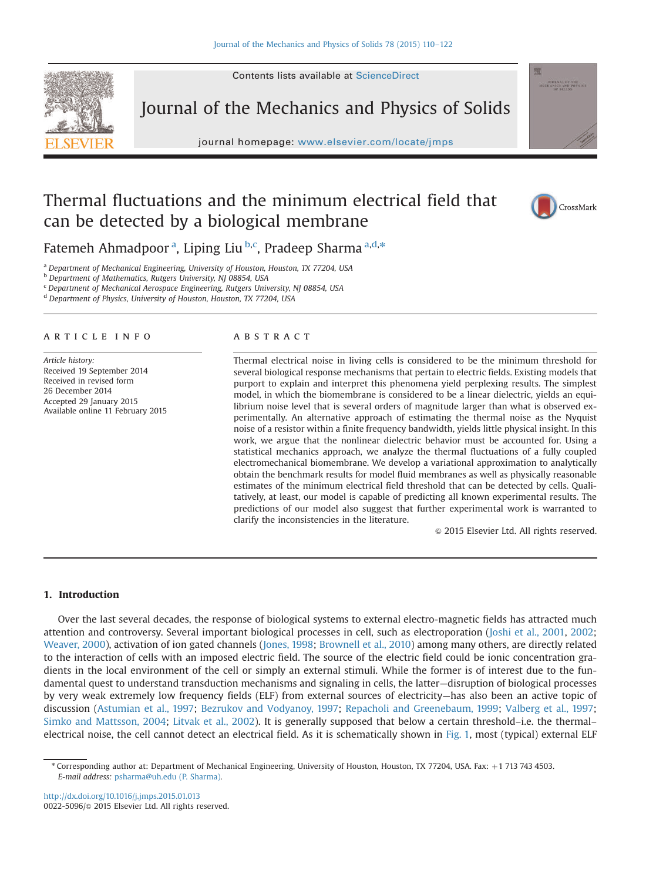# Thermal fluctuations and the minimum electrical field that can be detected by a biological membrane

Fatemeh Ahmadpoor [a], Liping Liu [b,c], Pradeep Sharma [a,d,*]

[a] Department of Mechanical Engineering, University of Houston, Houston, TX 77204, USA
[b] Department of Mathematics, Rutgers University, NJ 08854, USA
[c] Department of Mechanical Aerospace Engineering, Rutgers University, NJ 08854, USA
[d] Department of Physics, University of Houston, Houston, TX 77204, USA

## ARTICLE INFO

*Article history:*
Received 19 September 2014
Received in revised form
26 December 2014
Accepted 29 January 2015
Available online 11 February 2015

## ABSTRACT

Thermal electrical noise in living cells is considered to be the minimum threshold for several biological response mechanisms that pertain to electric fields. Existing models that purport to explain and interpret this phenomena yield perplexing results. The simplest model, in which the biomembrane is considered to be a linear dielectric, yields an equilibrium noise level that is several orders of magnitude larger than what is observed experimentally. An alternative approach of estimating the thermal noise as the Nyquist noise of a resistor within a finite frequency bandwidth, yields little physical insight. In this work, we argue that the nonlinear dielectric behavior must be accounted for. Using a statistical mechanics approach, we analyze the thermal fluctuations of a fully coupled electromechanical biomembrane. We develop a variational approximation to analytically obtain the benchmark results for model fluid membranes as well as physically reasonable estimates of the minimum electrical field threshold that can be detected by cells. Qualitatively, at least, our model is capable of predicting all known experimental results. The predictions of our model also suggest that further experimental work is warranted to clarify the inconsistencies in the literature.

© 2015 Elsevier Ltd. All rights reserved.

## 1. Introduction

Over the last several decades, the response of biological systems to external electro-magnetic fields has attracted much attention and controversy. Several important biological processes in cell, such as electroporation (Joshi et al., 2001, 2002; Weaver, 2000), activation of ion gated channels (Jones, 1998; Brownell et al., 2010) among many others, are directly related to the interaction of cells with an imposed electric field. The source of the electric field could be ionic concentration gradients in the local environment of the cell or simply an external stimuli. While the former is of interest due to the fundamental quest to understand transduction mechanisms and signaling in cells, the latter—disruption of biological processes by very weak extremely low frequency fields (ELF) from external sources of electricity—has also been an active topic of discussion (Astumian et al., 1997; Bezrukov and Vodyanoy, 1997; Repacholi and Greenebaum, 1999; Valberg et al., 1997; Simko and Mattsson, 2004; Litvak et al., 2002). It is generally supposed that below a certain threshold–i.e. the thermal–electrical noise, the cell cannot detect an electrical field. As it is schematically shown in Fig. 1, most (typical) external ELF

---

* Corresponding author at: Department of Mechanical Engineering, University of Houston, Houston, TX 77204, USA. Fax: +1 713 743 4503.
*E-mail address:* psharma@uh.edu (P. Sharma).

http://dx.doi.org/10.1016/j.jmps.2015.01.013
0022-5096/© 2015 Elsevier Ltd. All rights reserved.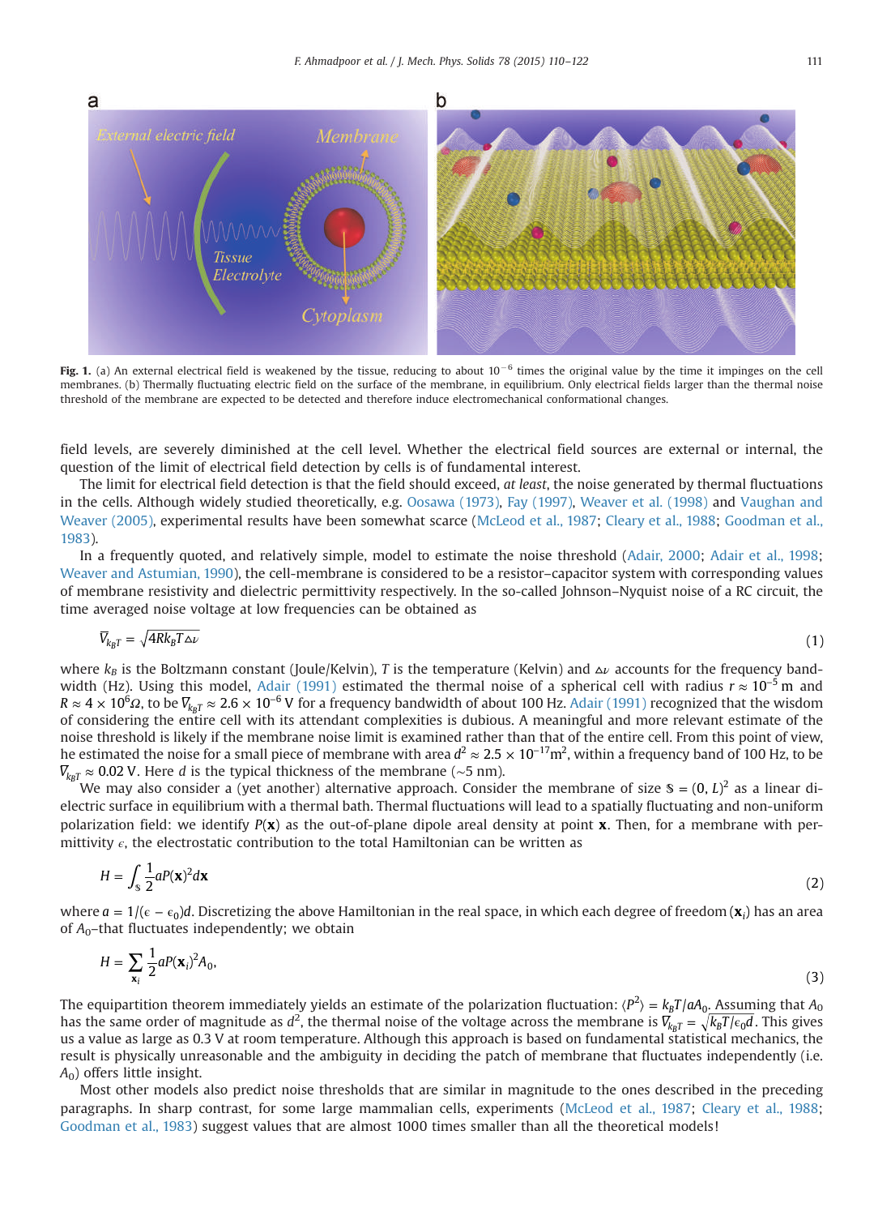**Fig. 1.** (a) An external electrical field is weakened by the tissue, reducing to about $10^{-6}$ times the original value by the time it impinges on the cell membranes. (b) Thermally fluctuating electric field on the surface of the membrane, in equilibrium. Only electrical fields larger than the thermal noise threshold of the membrane are expected to be detected and therefore induce electromechanical conformational changes.

field levels, are severely diminished at the cell level. Whether the electrical field sources are external or internal, the question of the limit of electrical field detection by cells is of fundamental interest.

The limit for electrical field detection is that the field should exceed, *at least*, the noise generated by thermal fluctuations in the cells. Although widely studied theoretically, e.g. Oosawa (1973), Fay (1997), Weaver et al. (1998) and Vaughan and Weaver (2005), experimental results have been somewhat scarce (McLeod et al., 1987; Cleary et al., 1988; Goodman et al., 1983).

In a frequently quoted, and relatively simple, model to estimate the noise threshold (Adair, 2000; Adair et al., 1998; Weaver and Astumian, 1990), the cell-membrane is considered to be a resistor–capacitor system with corresponding values of membrane resistivity and dielectric permittivity respectively. In the so-called Johnson–Nyquist noise of a RC circuit, the time averaged noise voltage at low frequencies can be obtained as

$$\overline{V}_{k_BT} = \sqrt{4Rk_BT\Delta\nu} \tag{1}$$

where $k_B$ is the Boltzmann constant (Joule/Kelvin), $T$ is the temperature (Kelvin) and $\Delta\nu$ accounts for the frequency bandwidth (Hz). Using this model, Adair (1991) estimated the thermal noise of a spherical cell with radius $r \approx 10^{-5}$ m and $R \approx 4 \times 10^6 \Omega$, to be $\overline{V}_{k_BT} \approx 2.6 \times 10^{-6}$ V for a frequency bandwidth of about 100 Hz. Adair (1991) recognized that the wisdom of considering the entire cell with its attendant complexities is dubious. A meaningful and more relevant estimate of the noise threshold is likely if the membrane noise limit is examined rather than that of the entire cell. From this point of view, he estimated the noise for a small piece of membrane with area $d^2 \approx 2.5 \times 10^{-17} \text{m}^2$, within a frequency band of 100 Hz, to be $\overline{V}_{k_BT} \approx 0.02$ V. Here $d$ is the typical thickness of the membrane (~5 nm).

We may also consider a (yet another) alternative approach. Consider the membrane of size $\mathbb{S} = (0, L)^2$ as a linear dielectric surface in equilibrium with a thermal bath. Thermal fluctuations will lead to a spatially fluctuating and non-uniform polarization field: we identify $P(\mathbf{x})$ as the out-of-plane dipole areal density at point $\mathbf{x}$. Then, for a membrane with permittivity $\epsilon$, the electrostatic contribution to the total Hamiltonian can be written as

$$H = \int_{\mathbb{S}} \frac{1}{2} aP(\mathbf{x})^2 d\mathbf{x} \tag{2}$$

where $a = 1/(\epsilon - \epsilon_0)d$. Discretizing the above Hamiltonian in the real space, in which each degree of freedom $(\mathbf{x}_i)$ has an area of $A_0$–that fluctuates independently; we obtain

$$H = \sum_{\mathbf{x}_i} \frac{1}{2} aP(\mathbf{x}_i)^2 A_0, \tag{3}$$

The equipartition theorem immediately yields an estimate of the polarization fluctuation: $\langle P^2 \rangle = k_BT/aA_0$. Assuming that $A_0$ has the same order of magnitude as $d^2$, the thermal noise of the voltage across the membrane is $\overline{V}_{k_BT} = \sqrt{k_BT/\epsilon_0 d}$. This gives us a value as large as 0.3 V at room temperature. Although this approach is based on fundamental statistical mechanics, the result is physically unreasonable and the ambiguity in deciding the patch of membrane that fluctuates independently (i.e. $A_0$) offers little insight.

Most other models also predict noise thresholds that are similar in magnitude to the ones described in the preceding paragraphs. In sharp contrast, for some large mammalian cells, experiments (McLeod et al., 1987; Cleary et al., 1988; Goodman et al., 1983) suggest values that are almost 1000 times smaller than all the theoretical models!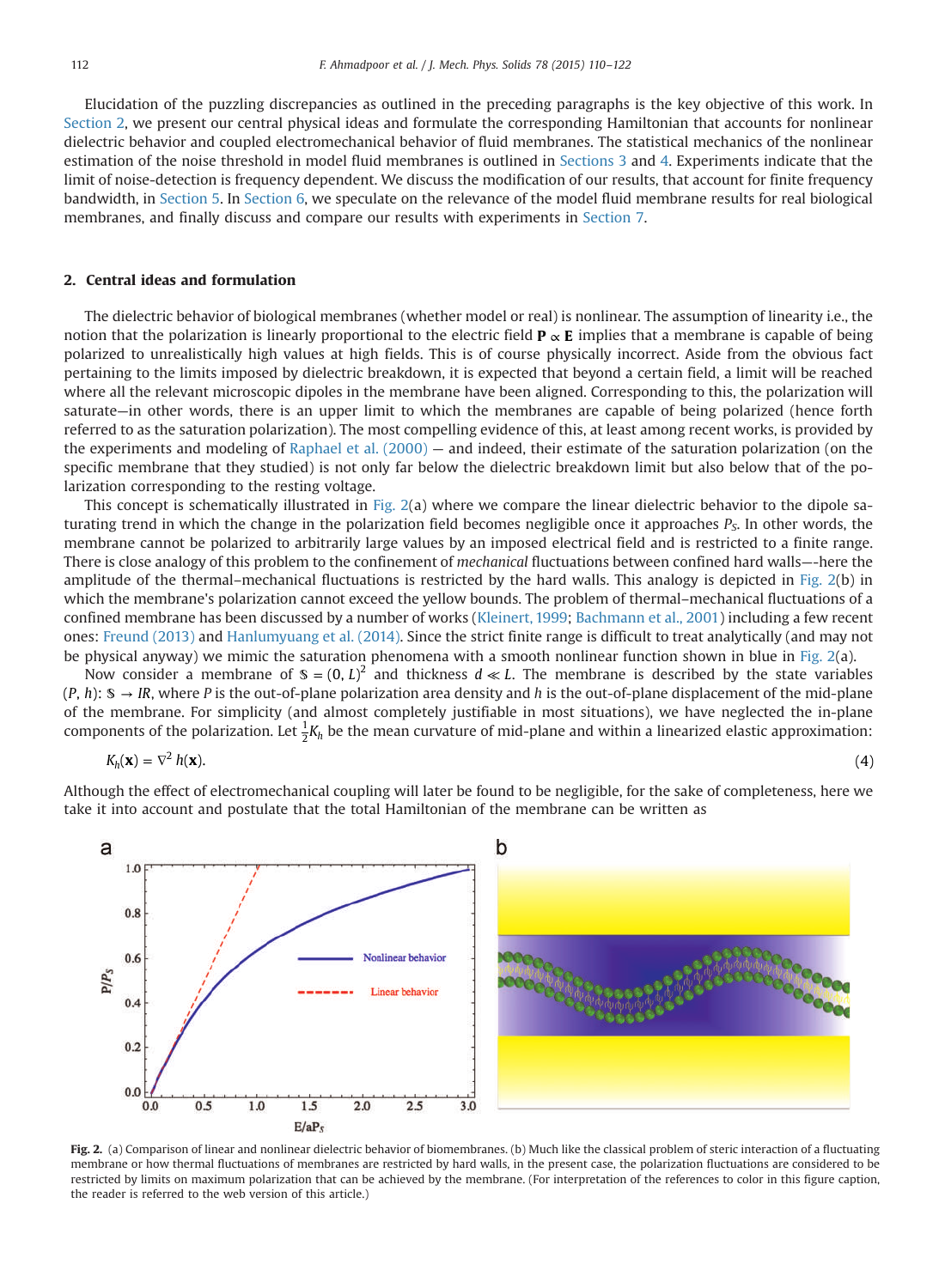Elucidation of the puzzling discrepancies as outlined in the preceding paragraphs is the key objective of this work. In Section 2, we present our central physical ideas and formulate the corresponding Hamiltonian that accounts for nonlinear dielectric behavior and coupled electromechanical behavior of fluid membranes. The statistical mechanics of the nonlinear estimation of the noise threshold in model fluid membranes is outlined in Sections 3 and 4. Experiments indicate that the limit of noise-detection is frequency dependent. We discuss the modification of our results, that account for finite frequency bandwidth, in Section 5. In Section 6, we speculate on the relevance of the model fluid membrane results for real biological membranes, and finally discuss and compare our results with experiments in Section 7.

## 2. Central ideas and formulation

The dielectric behavior of biological membranes (whether model or real) is nonlinear. The assumption of linearity i.e., the notion that the polarization is linearly proportional to the electric field $\mathbf{P} \propto \mathbf{E}$ implies that a membrane is capable of being polarized to unrealistically high values at high fields. This is of course physically incorrect. Aside from the obvious fact pertaining to the limits imposed by dielectric breakdown, it is expected that beyond a certain field, a limit will be reached where all the relevant microscopic dipoles in the membrane have been aligned. Corresponding to this, the polarization will saturate—in other words, there is an upper limit to which the membranes are capable of being polarized (hence forth referred to as the saturation polarization). The most compelling evidence of this, at least among recent works, is provided by the experiments and modeling of Raphael et al. (2000) — and indeed, their estimate of the saturation polarization (on the specific membrane that they studied) is not only far below the dielectric breakdown limit but also below that of the polarization corresponding to the resting voltage.

This concept is schematically illustrated in Fig. 2(a) where we compare the linear dielectric behavior to the dipole saturating trend in which the change in the polarization field becomes negligible once it approaches $P_S$. In other words, the membrane cannot be polarized to arbitrarily large values by an imposed electrical field and is restricted to a finite range. There is close analogy of this problem to the confinement of *mechanical* fluctuations between confined hard walls—-here the amplitude of the thermal–mechanical fluctuations is restricted by the hard walls. This analogy is depicted in Fig. 2(b) in which the membrane's polarization cannot exceed the yellow bounds. The problem of thermal–mechanical fluctuations of a confined membrane has been discussed by a number of works (Kleinert, 1999; Bachmann et al., 2001) including a few recent ones: Freund (2013) and Hanlumyuang et al. (2014). Since the strict finite range is difficult to treat analytically (and may not be physical anyway) we mimic the saturation phenomena with a smooth nonlinear function shown in blue in Fig. 2(a).

Now consider a membrane of $\mathbb{S} = (0, L)^2$ and thickness $d \ll L$. The membrane is described by the state variables $(P, h)$: $\mathbb{S} \to IR$, where $P$ is the out-of-plane polarization area density and $h$ is the out-of-plane displacement of the mid-plane of the membrane. For simplicity (and almost completely justifiable in most situations), we have neglected the in-plane components of the polarization. Let $\frac{1}{2}K_h$ be the mean curvature of mid-plane and within a linearized elastic approximation:

$$K_h(\mathbf{x}) = \nabla^2 h(\mathbf{x}). \tag{4}$$

Although the effect of electromechanical coupling will later be found to be negligible, for the sake of completeness, here we take it into account and postulate that the total Hamiltonian of the membrane can be written as

**Fig. 2.** (a) Comparison of linear and nonlinear dielectric behavior of biomembranes. (b) Much like the classical problem of steric interaction of a fluctuating membrane or how thermal fluctuations of membranes are restricted by hard walls, in the present case, the polarization fluctuations are considered to be restricted by limits on maximum polarization that can be achieved by the membrane. (For interpretation of the references to color in this figure caption, the reader is referred to the web version of this article.)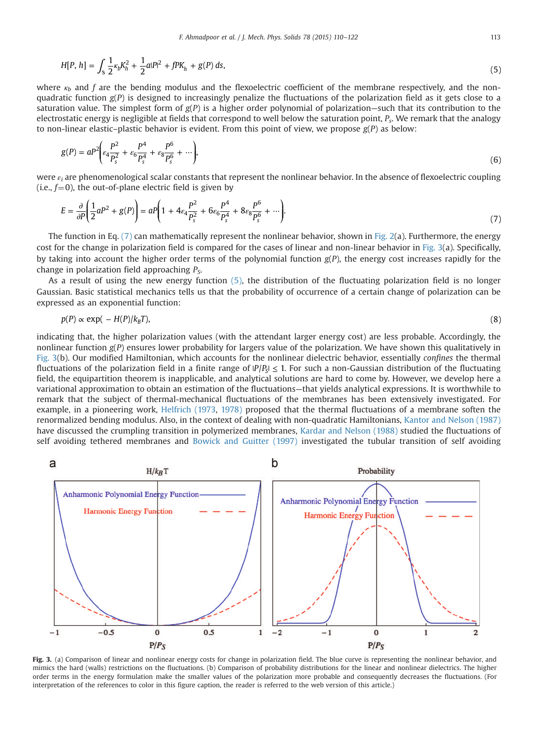$$H[P, h] = \int_{\mathbb{S}} \frac{1}{2}\kappa_b K_h^2 + \frac{1}{2}a|P|^2 + fPK_h + g(P)\, ds, \tag{5}$$

where $\kappa_b$ and $f$ are the bending modulus and the flexoelectric coefficient of the membrane respectively, and the non-quadratic function $g(P)$ is designed to increasingly penalize the fluctuations of the polarization field as it gets close to a saturation value. The simplest form of $g(P)$ is a higher order polynomial of polarization—such that its contribution to the electrostatic energy is negligible at fields that correspond to well below the saturation point, $P_s$. We remark that the analogy to non-linear elastic–plastic behavior is evident. From this point of view, we propose $g(P)$ as below:

$$g(P) = aP^2\left(\varepsilon_4\frac{P^2}{P_s^2} + \varepsilon_6\frac{P^4}{P_s^4} + \varepsilon_8\frac{P^6}{P_s^6} + \cdots\right), \tag{6}$$

were $\varepsilon_i$ are phenomenological scalar constants that represent the nonlinear behavior. In the absence of flexoelectric coupling (i.e., $f=0$), the out-of-plane electric field is given by

$$E = \frac{\partial}{\partial P}\left(\frac{1}{2}aP^2 + g(P)\right) = aP\left(1 + 4\varepsilon_4\frac{P^2}{P_s^2} + 6\varepsilon_6\frac{P^4}{P_s^4} + 8\varepsilon_8\frac{P^6}{P_s^6} + \cdots\right). \tag{7}$$

The function in Eq. (7) can mathematically represent the nonlinear behavior, shown in Fig. 2(a). Furthermore, the energy cost for the change in polarization field is compared for the cases of linear and non-linear behavior in Fig. 3(a). Specifically, by taking into account the higher order terms of the polynomial function $g(P)$, the energy cost increases rapidly for the change in polarization field approaching $P_S$.

As a result of using the new energy function (5), the distribution of the fluctuating polarization field is no longer Gaussian. Basic statistical mechanics tells us that the probability of occurrence of a certain change of polarization can be expressed as an exponential function:

$$p(P) \propto \exp(-H(P)/k_BT), \tag{8}$$

indicating that, the higher polarization values (with the attendant larger energy cost) are less probable. Accordingly, the nonlinear function $g(P)$ ensures lower probability for largers value of the polarization. We have shown this qualitatively in Fig. 3(b). Our modified Hamiltonian, which accounts for the nonlinear dielectric behavior, essentially *confines* the thermal fluctuations of the polarization field in a finite range of $|P/P_S| \leq 1$. For such a non-Gaussian distribution of the fluctuating field, the equipartition theorem is inapplicable, and analytical solutions are hard to come by. However, we develop here a variational approximation to obtain an estimation of the fluctuations—that yields analytical expressions. It is worthwhile to remark that the subject of thermal-mechanical fluctuations of the membranes has been extensively investigated. For example, in a pioneering work, Helfrich (1973, 1978) proposed that the thermal fluctuations of a membrane soften the renormalized bending modulus. Also, in the context of dealing with non-quadratic Hamiltonians, Kantor and Nelson (1987) have discussed the crumpling transition in polymerized membranes, Kardar and Nelson (1988) studied the fluctuations of self avoiding tethered membranes and Bowick and Guitter (1997) investigated the tubular transition of self avoiding

**Fig. 3.** (a) Comparison of linear and nonlinear energy costs for change in polarization field. The blue curve is representing the nonlinear behavior, and mimics the hard (walls) restrictions on the fluctuations. (b) Comparison of probability distributions for the linear and nonlinear dielectrics. The higher order terms in the energy formulation make the smaller values of the polarization more probable and consequently decreases the fluctuations. (For interpretation of the references to color in this figure caption, the reader is referred to the web version of this article.)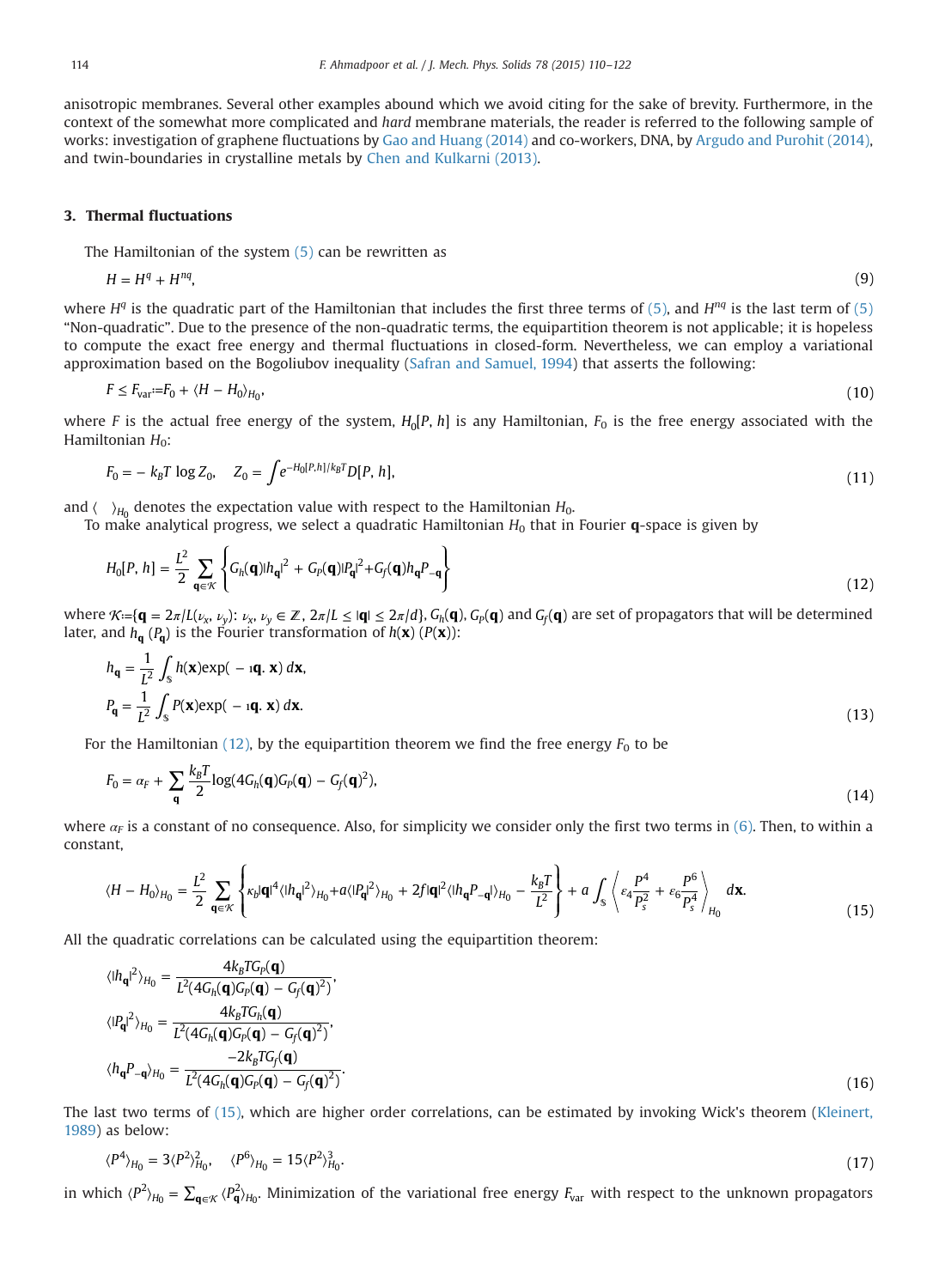anisotropic membranes. Several other examples abound which we avoid citing for the sake of brevity. Furthermore, in the context of the somewhat more complicated and *hard* membrane materials, the reader is referred to the following sample of works: investigation of graphene fluctuations by Gao and Huang (2014) and co-workers, DNA, by Argudo and Purohit (2014), and twin-boundaries in crystalline metals by Chen and Kulkarni (2013).

## 3. Thermal fluctuations

The Hamiltonian of the system (5) can be rewritten as

$$H = H^{q} + H^{nq}, \tag{9}$$

where $H^q$ is the quadratic part of the Hamiltonian that includes the first three terms of (5), and $H^{nq}$ is the last term of (5) "Non-quadratic". Due to the presence of the non-quadratic terms, the equipartition theorem is not applicable; it is hopeless to compute the exact free energy and thermal fluctuations in closed-form. Nevertheless, we can employ a variational approximation based on the Bogoliubov inequality (Safran and Samuel, 1994) that asserts the following:

$$F \le F_{\text{var}} := F_0 + \langle H - H_0 \rangle_{H_0}, \tag{10}$$

where $F$ is the actual free energy of the system, $H_0[P, h]$ is any Hamiltonian, $F_0$ is the free energy associated with the Hamiltonian $H_0$:

$$F_0 = -k_B T \log Z_0, \quad Z_0 = \int e^{-H_0[P,h]/k_B T} D[P, h], \tag{11}$$

and $\langle \quad \rangle_{H_0}$ denotes the expectation value with respect to the Hamiltonian $H_0$.

To make analytical progress, we select a quadratic Hamiltonian $H_0$ that in Fourier $\mathbf{q}$-space is given by

$$H_0[P, h] = \frac{L^2}{2} \sum_{\mathbf{q} \in \mathcal{K}} \left\{ G_h(\mathbf{q}) |h_{\mathbf{q}}|^2 + G_P(\mathbf{q}) |P_{\mathbf{q}}|^2 + G_f(\mathbf{q}) h_{\mathbf{q}} P_{-\mathbf{q}} \right\} \tag{12}$$

where $\mathcal{K} := \{\mathbf{q} = 2\pi/L(\nu_x, \nu_y) : \nu_x, \nu_y \in \mathbb{Z},\ 2\pi/L \le |\mathbf{q}| \le 2\pi/d\}$, $G_h(\mathbf{q})$, $G_P(\mathbf{q})$ and $G_f(\mathbf{q})$ are set of propagators that will be determined later, and $h_{\mathbf{q}}$ ($P_{\mathbf{q}}$) is the Fourier transformation of $h(\mathbf{x})$ ($P(\mathbf{x})$):

$$
\begin{aligned}
h_{\mathbf{q}} &= \frac{1}{L^2} \int_{\mathbb{S}} h(\mathbf{x}) \exp(-\imath \mathbf{q}.\, \mathbf{x})\, d\mathbf{x}, \\
P_{\mathbf{q}} &= \frac{1}{L^2} \int_{\mathbb{S}} P(\mathbf{x}) \exp(-\imath \mathbf{q}.\, \mathbf{x})\, d\mathbf{x}.
\end{aligned} \tag{13}
$$

For the Hamiltonian (12), by the equipartition theorem we find the free energy $F_0$ to be

$$F_0 = \alpha_F + \sum_{\mathbf{q}} \frac{k_B T}{2} \log(4 G_h(\mathbf{q}) G_P(\mathbf{q}) - G_f(\mathbf{q})^2), \tag{14}$$

where $\alpha_F$ is a constant of no consequence. Also, for simplicity we consider only the first two terms in (6). Then, to within a constant,

$$\langle H - H_0 \rangle_{H_0} = \frac{L^2}{2} \sum_{\mathbf{q} \in \mathcal{K}} \left\{ \kappa_b |\mathbf{q}|^4 \langle |h_{\mathbf{q}}|^2 \rangle_{H_0} + a \langle |P_{\mathbf{q}}|^2 \rangle_{H_0} + 2f |\mathbf{q}|^2 \langle |h_{\mathbf{q}} P_{-\mathbf{q}}| \rangle_{H_0} - \frac{k_B T}{L^2} \right\} + a \int_{\mathbb{S}} \left\langle \varepsilon_4 \frac{P^4}{P_s^2} + \varepsilon_6 \frac{P^6}{P_s^4} \right\rangle_{H_0} d\mathbf{x}. \tag{15}$$

All the quadratic correlations can be calculated using the equipartition theorem:

$$
\begin{aligned}
\langle |h_{\mathbf{q}}|^2 \rangle_{H_0} &= \frac{4 k_B T G_P(\mathbf{q})}{L^2 (4 G_h(\mathbf{q}) G_P(\mathbf{q}) - G_f(\mathbf{q})^2)}, \\
\langle |P_{\mathbf{q}}|^2 \rangle_{H_0} &= \frac{4 k_B T G_h(\mathbf{q})}{L^2 (4 G_h(\mathbf{q}) G_P(\mathbf{q}) - G_f(\mathbf{q})^2)}, \\
\langle h_{\mathbf{q}} P_{-\mathbf{q}} \rangle_{H_0} &= \frac{-2 k_B T G_f(\mathbf{q})}{L^2 (4 G_h(\mathbf{q}) G_P(\mathbf{q}) - G_f(\mathbf{q})^2)}.
\end{aligned} \tag{16}
$$

The last two terms of (15), which are higher order correlations, can be estimated by invoking Wick's theorem (Kleinert, 1989) as below:

$$\langle P^4 \rangle_{H_0} = 3 \langle P^2 \rangle_{H_0}^2, \quad \langle P^6 \rangle_{H_0} = 15 \langle P^2 \rangle_{H_0}^3. \tag{17}$$

in which $\langle P^2 \rangle_{H_0} = \sum_{\mathbf{q} \in \mathcal{K}} \langle P_{\mathbf{q}}^2 \rangle_{H_0}$. Minimization of the variational free energy $F_{\text{var}}$ with respect to the unknown propagators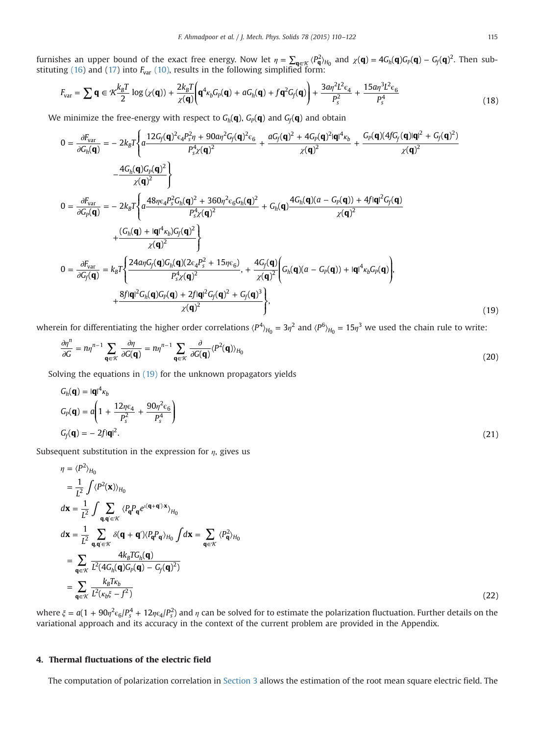furnishes an upper bound of the exact free energy. Now let $\eta = \sum_{\mathbf{q}\in\mathcal{K}} \langle P_{\mathbf{q}}^2 \rangle_{H_0}$ and $\chi(\mathbf{q}) = 4G_h(\mathbf{q})G_P(\mathbf{q}) - G_f(\mathbf{q})^2$. Then substituting (16) and (17) into $F_{\text{var}}$ (10), results in the following simplified form:

$$F_{\text{var}} = \sum \mathbf{q} \in \mathcal{K} \frac{k_B T}{2} \log\left(\chi(\mathbf{q})\right) + \frac{2k_B T}{\chi(\mathbf{q})} \left( \mathbf{q}^4 \kappa_b G_P(\mathbf{q}) + aG_h(\mathbf{q}) + f\mathbf{q}^2 G_f(\mathbf{q}) \right) + \frac{3a\eta^2 L^2 \epsilon_4}{P_s^2} + \frac{15a\eta^3 L^2 \epsilon_6}{P_s^4} \tag{18}$$

We minimize the free-energy with respect to $G_h(\mathbf{q})$, $G_P(\mathbf{q})$ and $G_f(\mathbf{q})$ and obtain

$$\begin{aligned}
0 = \frac{\partial F_{\text{var}}}{\partial G_h(\mathbf{q})} &= -2k_B T \Bigg\{ a \frac{12 G_f(\mathbf{q})^2 \epsilon_4 P_s^2 \eta + 90 a\eta^2 G_f(\mathbf{q})^2 \epsilon_6}{P_s^4 \chi(\mathbf{q})^2} + \frac{aG_f(\mathbf{q})^2 + 4G_P(\mathbf{q})^2 |\mathbf{q}|^4 \kappa_b}{\chi(\mathbf{q})^2} + \frac{G_P(\mathbf{q})(4fG_f(\mathbf{q})|\mathbf{q}|^2 + G_f(\mathbf{q})^2)}{\chi(\mathbf{q})^2} \\
&\quad - \frac{4G_h(\mathbf{q})G_P(\mathbf{q})^2}{\chi(\mathbf{q})^2} \Bigg\} \\
0 = \frac{\partial F_{\text{var}}}{\partial G_P(\mathbf{q})} &= -2k_B T \Bigg\{ a \frac{48\eta\epsilon_4 P_s^2 G_h(\mathbf{q})^2 + 360\eta^2 \epsilon_6 G_h(\mathbf{q})^2}{P_s^4 \chi(\mathbf{q})^2} + G_h(\mathbf{q}) \frac{4G_h(\mathbf{q})(a - G_P(\mathbf{q})) + 4f|\mathbf{q}|^2 G_f(\mathbf{q})}{\chi(\mathbf{q})^2} \\
&\quad + \frac{(G_h(\mathbf{q}) + |\mathbf{q}|^4 \kappa_b) G_f(\mathbf{q})^2}{\chi(\mathbf{q})^2} \Bigg\} \\
0 = \frac{\partial F_{\text{var}}}{\partial G_f(\mathbf{q})} &= k_B T \Bigg\{ \frac{24a\eta G_f(\mathbf{q}) G_h(\mathbf{q})(2\epsilon_4 P_s^2 + 15\eta\epsilon_6)}{P_s^4 \chi(\mathbf{q})^2}, + \frac{4G_f(\mathbf{q})}{\chi(\mathbf{q})^2} \left( G_h(\mathbf{q})(a - G_P(\mathbf{q})) + |\mathbf{q}|^4 \kappa_b G_P(\mathbf{q}) \right), \\
&\quad + \frac{8f|\mathbf{q}|^2 G_h(\mathbf{q}) G_P(\mathbf{q}) + 2f|\mathbf{q}|^2 G_f(\mathbf{q})^2 + G_f(\mathbf{q})^3}{\chi(\mathbf{q})^2} \Bigg\},
\end{aligned} \tag{19}$$

wherein for differentiating the higher order correlations $\langle P^4 \rangle_{H_0} = 3\eta^2$ and $\langle P^6 \rangle_{H_0} = 15\eta^3$ we used the chain rule to write:

$$\frac{\partial \eta^n}{\partial G} = n\eta^{n-1} \sum_{\mathbf{q}\in\mathcal{K}} \frac{\partial \eta}{\partial G(\mathbf{q})} = n\eta^{n-1} \sum_{\mathbf{q}\in\mathcal{K}} \frac{\partial}{\partial G(\mathbf{q})} \langle P^2(\mathbf{q}) \rangle_{H_0} \tag{20}$$

Solving the equations in (19) for the unknown propagators yields

$$\begin{aligned}
G_h(\mathbf{q}) &= |\mathbf{q}|^4 \kappa_b \\
G_P(\mathbf{q}) &= a\left(1 + \frac{12\eta\epsilon_4}{P_s^2} + \frac{90\eta^2\epsilon_6}{P_s^4}\right) \\
G_f(\mathbf{q}) &= -2f|\mathbf{q}|^2.
\end{aligned} \tag{21}$$

Subsequent substitution in the expression for $\eta$, gives us

$$\begin{aligned}
\eta &= \langle P^2 \rangle_{H_0} \\
&= \frac{1}{L^2} \int \langle P^2(\mathbf{x}) \rangle_{H_0} \\
d\mathbf{x} &= \frac{1}{L^2} \int \sum_{\mathbf{q},\mathbf{q}'\in\mathcal{K}} \langle P_{\mathbf{q}} P_{\mathbf{q}} e^{\imath(\mathbf{q}+\mathbf{q}')\cdot\mathbf{x}} \rangle_{H_0} \\
d\mathbf{x} &= \frac{1}{L^2} \sum_{\mathbf{q},\mathbf{q}'\in\mathcal{K}} \delta(\mathbf{q}+\mathbf{q}') \langle P_{\mathbf{q}} P_{\mathbf{q}} \rangle_{H_0} \int d\mathbf{x} = \sum_{\mathbf{q}\in\mathcal{K}} \langle P_{\mathbf{q}}^2 \rangle_{H_0} \\
&= \sum_{\mathbf{q}\in\mathcal{K}} \frac{4k_B T G_h(\mathbf{q})}{L^2 (4G_h(\mathbf{q})G_P(\mathbf{q}) - G_f(\mathbf{q})^2)} \\
&= \sum_{\mathbf{q}\in\mathcal{K}} \frac{k_B T \kappa_b}{L^2(\kappa_b \xi - f^2)}
\end{aligned} \tag{22}$$

where $\xi = a(1 + 90\eta^2\epsilon_6/P_s^4 + 12\eta\epsilon_4/P_s^2)$ and $\eta$ can be solved for to estimate the polarization fluctuation. Further details on the variational approach and its accuracy in the context of the current problem are provided in the Appendix.

## 4. Thermal fluctuations of the electric field

The computation of polarization correlation in Section 3 allows the estimation of the root mean square electric field. The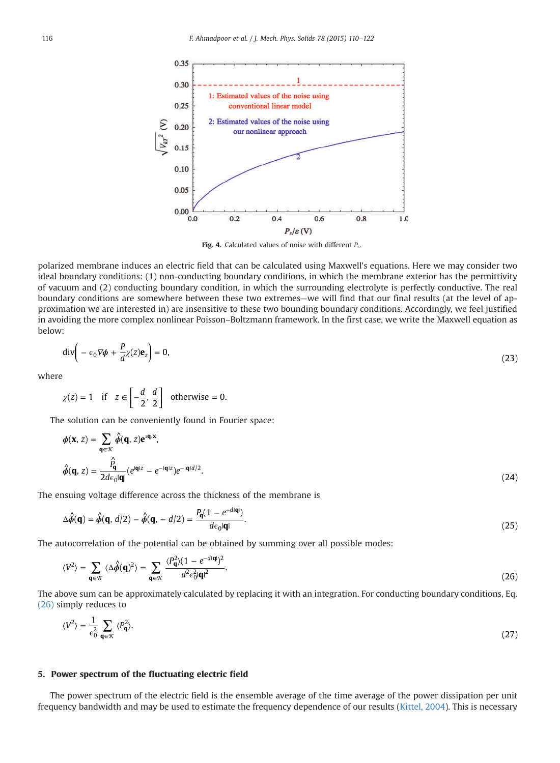Fig. 4. Calculated values of noise with different $P_s$.

polarized membrane induces an electric field that can be calculated using Maxwell's equations. Here we may consider two ideal boundary conditions: (1) non-conducting boundary conditions, in which the membrane exterior has the permittivity of vacuum and (2) conducting boundary condition, in which the surrounding electrolyte is perfectly conductive. The real boundary conditions are somewhere between these two extremes—we will find that our final results (at the level of approximation we are interested in) are insensitive to these two bounding boundary conditions. Accordingly, we feel justified in avoiding the more complex nonlinear Poisson–Boltzmann framework. In the first case, we write the Maxwell equation as below:

$$\mathrm{div}\left( -\epsilon_0 \nabla \phi + \frac{P}{d}\chi(z)\mathbf{e}_z \right) = 0, \tag{23}$$

where

$$\chi(z) = 1 \quad \text{if} \quad z \in \left[ -\frac{d}{2}, \frac{d}{2} \right] \quad \text{otherwise} = 0.$$

The solution can be conveniently found in Fourier space:

$$\phi(\mathbf{x}, z) = \sum_{\mathbf{q} \in \mathcal{K}} \hat{\phi}(\mathbf{q}, z) e^{\imath \mathbf{q}.\mathbf{x}},$$

$$\hat{\phi}(\mathbf{q}, z) = \frac{\hat{P}_{\mathbf{q}}}{2d\epsilon_0 |\mathbf{q}|} \left( e^{|\mathbf{q}|z} - e^{-|\mathbf{q}|z} \right) e^{-|\mathbf{q}|d/2}. \tag{24}$$

The ensuing voltage difference across the thickness of the membrane is

$$\Delta\hat{\phi}(\mathbf{q}) = \hat{\phi}(\mathbf{q}, d/2) - \hat{\phi}(\mathbf{q}, -d/2) = \frac{P_{\mathbf{q}}(1 - e^{-d|\mathbf{q}|})}{d\epsilon_0 |\mathbf{q}|}. \tag{25}$$

The autocorrelation of the potential can be obtained by summing over all possible modes:

$$\langle V^2 \rangle = \sum_{\mathbf{q} \in \mathcal{K}} \langle \Delta\hat{\phi}(\mathbf{q})^2 \rangle = \sum_{\mathbf{q} \in \mathcal{K}} \frac{\langle P_{\mathbf{q}}^2 \rangle (1 - e^{-d|\mathbf{q}|})^2}{d^2 \epsilon_0^2 |\mathbf{q}|^2}. \tag{26}$$

The above sum can be approximately calculated by replacing it with an integration. For conducting boundary conditions, Eq. (26) simply reduces to

$$\langle V^2 \rangle = \frac{1}{\epsilon_0^2} \sum_{\mathbf{q} \in \mathcal{K}} \langle P_{\mathbf{q}}^2 \rangle. \tag{27}$$

## 5. Power spectrum of the fluctuating electric field

The power spectrum of the electric field is the ensemble average of the time average of the power dissipation per unit frequency bandwidth and may be used to estimate the frequency dependence of our results (Kittel, 2004). This is necessary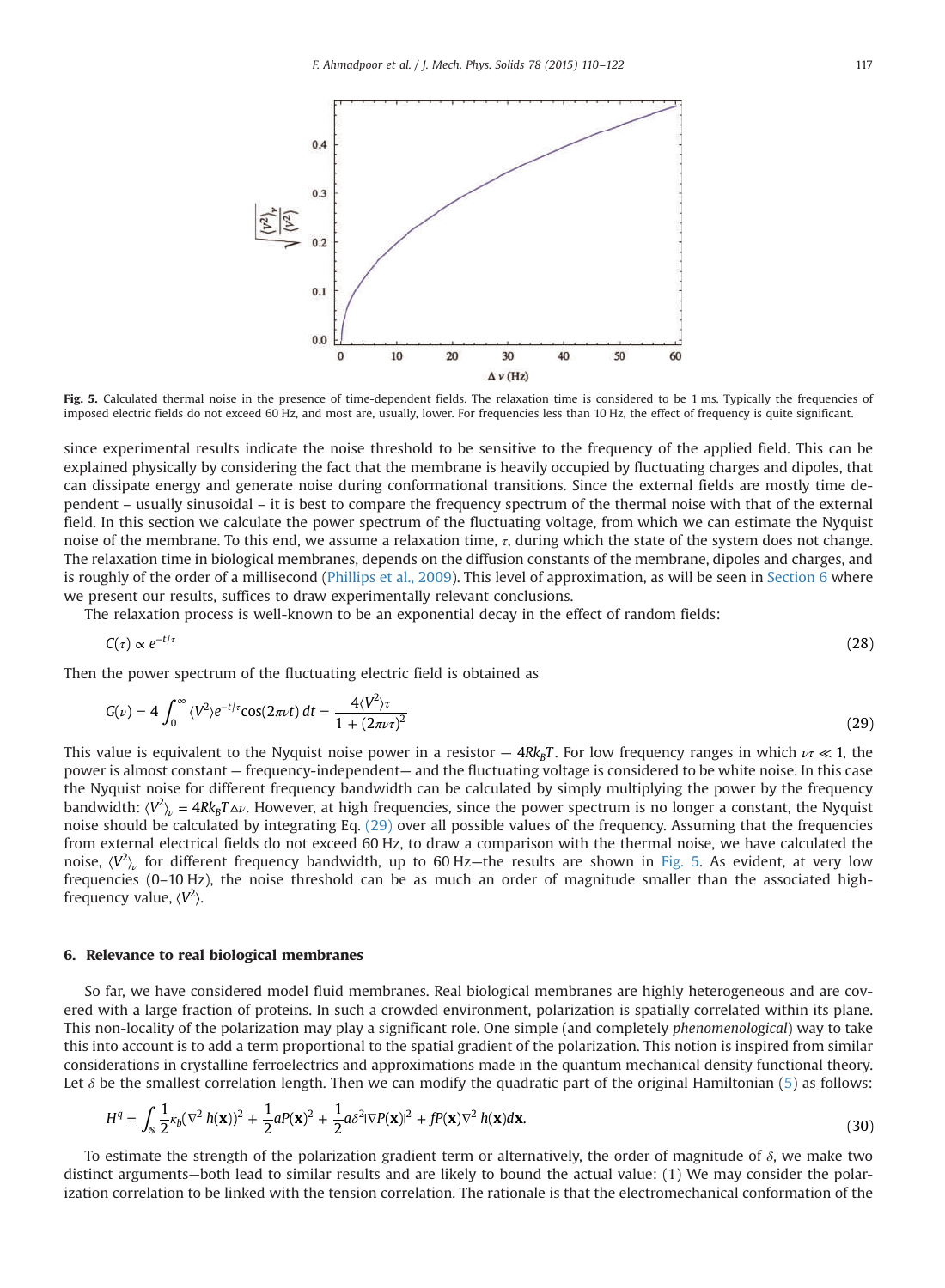Fig. 5. Calculated thermal noise in the presence of time-dependent fields. The relaxation time is considered to be 1 ms. Typically the frequencies of imposed electric fields do not exceed 60 Hz, and most are, usually, lower. For frequencies less than 10 Hz, the effect of frequency is quite significant.

since experimental results indicate the noise threshold to be sensitive to the frequency of the applied field. This can be explained physically by considering the fact that the membrane is heavily occupied by fluctuating charges and dipoles, that can dissipate energy and generate noise during conformational transitions. Since the external fields are mostly time dependent – usually sinusoidal – it is best to compare the frequency spectrum of the thermal noise with that of the external field. In this section we calculate the power spectrum of the fluctuating voltage, from which we can estimate the Nyquist noise of the membrane. To this end, we assume a relaxation time, $\tau$, during which the state of the system does not change. The relaxation time in biological membranes, depends on the diffusion constants of the membrane, dipoles and charges, and is roughly of the order of a millisecond (Phillips et al., 2009). This level of approximation, as will be seen in Section 6 where we present our results, suffices to draw experimentally relevant conclusions.

The relaxation process is well-known to be an exponential decay in the effect of random fields:

$$C(\tau) \propto e^{-t/\tau} \tag{28}$$

Then the power spectrum of the fluctuating electric field is obtained as

$$G(\nu) = 4\int_0^{\infty} \langle V^2 \rangle e^{-t/\tau} \cos(2\pi\nu t)\, dt = \frac{4\langle V^2 \rangle \tau}{1 + (2\pi\nu\tau)^2} \tag{29}$$

This value is equivalent to the Nyquist noise power in a resistor — $4Rk_BT$. For low frequency ranges in which $\nu\tau \ll 1$, the power is almost constant — frequency-independent— and the fluctuating voltage is considered to be white noise. In this case the Nyquist noise for different frequency bandwidth can be calculated by simply multiplying the power by the frequency bandwidth: $\langle V^2 \rangle_\nu = 4Rk_BT\Delta\nu$. However, at high frequencies, since the power spectrum is no longer a constant, the Nyquist noise should be calculated by integrating Eq. (29) over all possible values of the frequency. Assuming that the frequencies from external electrical fields do not exceed 60 Hz, to draw a comparison with the thermal noise, we have calculated the noise, $\langle V^2 \rangle_\nu$ for different frequency bandwidth, up to 60 Hz—the results are shown in Fig. 5. As evident, at very low frequencies (0–10 Hz), the noise threshold can be as much an order of magnitude smaller than the associated high-frequency value, $\langle V^2 \rangle$.

## 6. Relevance to real biological membranes

So far, we have considered model fluid membranes. Real biological membranes are highly heterogeneous and are covered with a large fraction of proteins. In such a crowded environment, polarization is spatially correlated within its plane. This non-locality of the polarization may play a significant role. One simple (and completely *phenomenological*) way to take this into account is to add a term proportional to the spatial gradient of the polarization. This notion is inspired from similar considerations in crystalline ferroelectrics and approximations made in the quantum mechanical density functional theory. Let $\delta$ be the smallest correlation length. Then we can modify the quadratic part of the original Hamiltonian (5) as follows:

$$H^q = \int_{\mathbb{S}} \frac{1}{2}\kappa_b (\nabla^2 h(\mathbf{x}))^2 + \frac{1}{2}aP(\mathbf{x})^2 + \frac{1}{2}a\delta^2 |\nabla P(\mathbf{x})|^2 + fP(\mathbf{x})\nabla^2 h(\mathbf{x}) d\mathbf{x}. \tag{30}$$

To estimate the strength of the polarization gradient term or alternatively, the order of magnitude of $\delta$, we make two distinct arguments—both lead to similar results and are likely to bound the actual value: (1) We may consider the polarization correlation to be linked with the tension correlation. The rationale is that the electromechanical conformation of the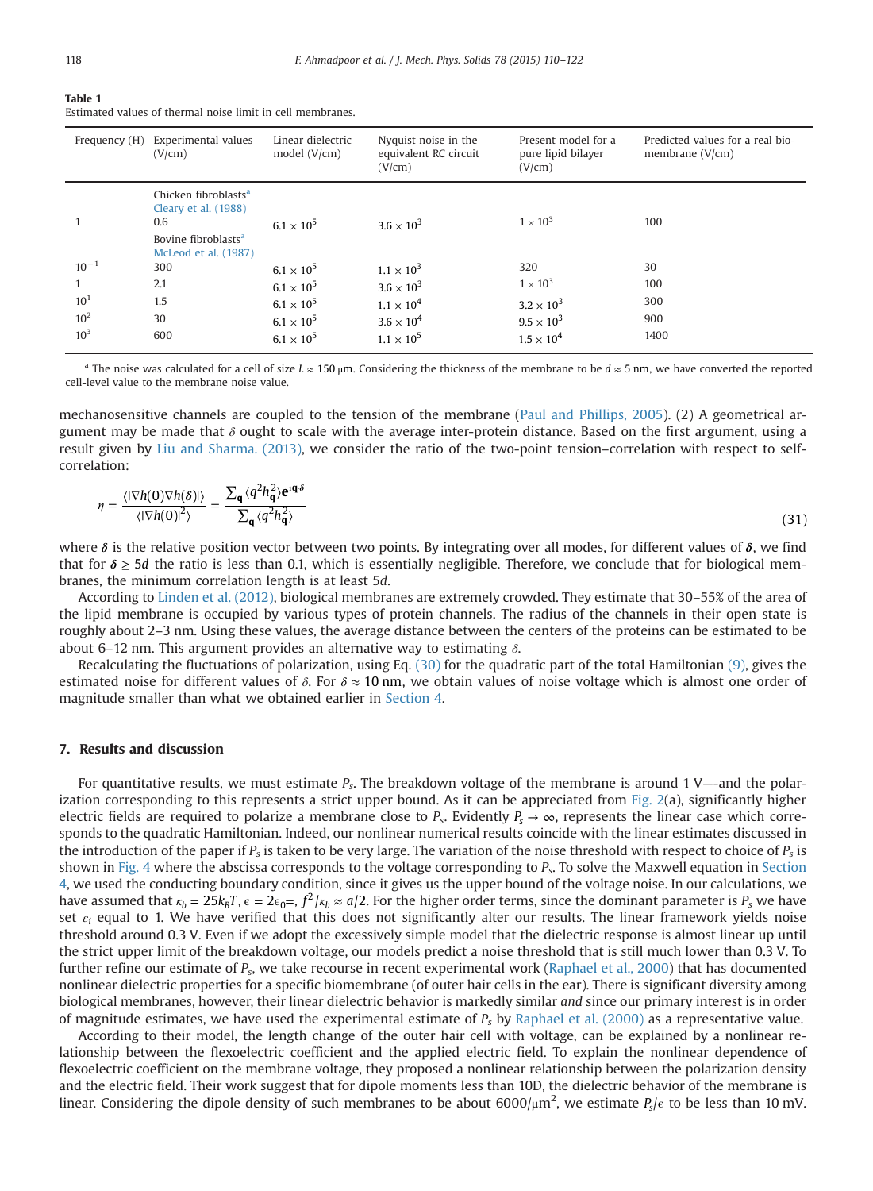**Table 1**
Estimated values of thermal noise limit in cell membranes.

| Frequency (H) | Experimental values (V/cm) | Linear dielectric model (V/cm) | Nyquist noise in the equivalent RC circuit (V/cm) | Present model for a pure lipid bilayer (V/cm) | Predicted values for a real bio-membrane (V/cm) |
|---|---|---|---|---|---|
| | Chicken fibroblasts[a] Cleary et al. (1988) | | | | |
| 1 | 0.6 | $6.1 \times 10^5$ | $3.6 \times 10^3$ | $1 \times 10^3$ | 100 |
| | Bovine fibroblasts[a] McLeod et al. (1987) | | | | |
| $10^{-1}$ | 300 | $6.1 \times 10^5$ | $1.1 \times 10^3$ | 320 | 30 |
| 1 | 2.1 | $6.1 \times 10^5$ | $3.6 \times 10^3$ | $1 \times 10^3$ | 100 |
| $10^1$ | 1.5 | $6.1 \times 10^5$ | $1.1 \times 10^4$ | $3.2 \times 10^3$ | 300 |
| $10^2$ | 30 | $6.1 \times 10^5$ | $3.6 \times 10^4$ | $9.5 \times 10^3$ | 900 |
| $10^3$ | 600 | $6.1 \times 10^5$ | $1.1 \times 10^5$ | $1.5 \times 10^4$ | 1400 |

[a] The noise was calculated for a cell of size $L \approx 150$ μm. Considering the thickness of the membrane to be $d \approx 5$ nm, we have converted the reported cell-level value to the membrane noise value.

mechanosensitive channels are coupled to the tension of the membrane (Paul and Phillips, 2005). (2) A geometrical argument may be made that $\delta$ ought to scale with the average inter-protein distance. Based on the first argument, using a result given by Liu and Sharma. (2013), we consider the ratio of the two-point tension–correlation with respect to self-correlation:

$$\eta = \frac{\langle |\nabla h(0) \nabla h(\boldsymbol{\delta})| \rangle}{\langle |\nabla h(0)|^2 \rangle} = \frac{\sum_{\mathbf{q}} \langle q^2 h_{\mathbf{q}}^2 \rangle \mathbf{e}^{\imath \mathbf{q} \cdot \boldsymbol{\delta}}}{\sum_{\mathbf{q}} \langle q^2 h_{\mathbf{q}}^2 \rangle} \tag{31}$$

where $\boldsymbol{\delta}$ is the relative position vector between two points. By integrating over all modes, for different values of $\boldsymbol{\delta}$, we find that for $\boldsymbol{\delta} \geq 5d$ the ratio is less than 0.1, which is essentially negligible. Therefore, we conclude that for biological membranes, the minimum correlation length is at least $5d$.

According to Linden et al. (2012), biological membranes are extremely crowded. They estimate that 30–55% of the area of the lipid membrane is occupied by various types of protein channels. The radius of the channels in their open state is roughly about 2–3 nm. Using these values, the average distance between the centers of the proteins can be estimated to be about 6–12 nm. This argument provides an alternative way to estimating $\delta$.

Recalculating the fluctuations of polarization, using Eq. (30) for the quadratic part of the total Hamiltonian (9), gives the estimated noise for different values of $\delta$. For $\delta \approx 10$ nm, we obtain values of noise voltage which is almost one order of magnitude smaller than what we obtained earlier in Section 4.

## 7. Results and discussion

For quantitative results, we must estimate $P_s$. The breakdown voltage of the membrane is around 1 V—-and the polarization corresponding to this represents a strict upper bound. As it can be appreciated from Fig. 2(a), significantly higher electric fields are required to polarize a membrane close to $P_s$. Evidently $P_s \to \infty$, represents the linear case which corresponds to the quadratic Hamiltonian. Indeed, our nonlinear numerical results coincide with the linear estimates discussed in the introduction of the paper if $P_s$ is taken to be very large. The variation of the noise threshold with respect to choice of $P_s$ is shown in Fig. 4 where the abscissa corresponds to the voltage corresponding to $P_s$. To solve the Maxwell equation in Section 4, we used the conducting boundary condition, since it gives us the upper bound of the voltage noise. In our calculations, we have assumed that $\kappa_b = 25k_BT$, $\epsilon = 2\epsilon_0$=, $f^2/\kappa_b \approx a/2$. For the higher order terms, since the dominant parameter is $P_s$ we have set $\varepsilon_i$ equal to 1. We have verified that this does not significantly alter our results. The linear framework yields noise threshold around 0.3 V. Even if we adopt the excessively simple model that the dielectric response is almost linear up until the strict upper limit of the breakdown voltage, our models predict a noise threshold that is still much lower than 0.3 V. To further refine our estimate of $P_s$, we take recourse in recent experimental work (Raphael et al., 2000) that has documented nonlinear dielectric properties for a specific biomembrane (of outer hair cells in the ear). There is significant diversity among biological membranes, however, their linear dielectric behavior is markedly similar *and* since our primary interest is in order of magnitude estimates, we have used the experimental estimate of $P_s$ by Raphael et al. (2000) as a representative value.

According to their model, the length change of the outer hair cell with voltage, can be explained by a nonlinear relationship between the flexoelectric coefficient and the applied electric field. To explain the nonlinear dependence of flexoelectric coefficient on the membrane voltage, they proposed a nonlinear relationship between the polarization density and the electric field. Their work suggest that for dipole moments less than 10D, the dielectric behavior of the membrane is linear. Considering the dipole density of such membranes to be about 6000/μm$^2$, we estimate $P_s/\epsilon$ to be less than 10 mV.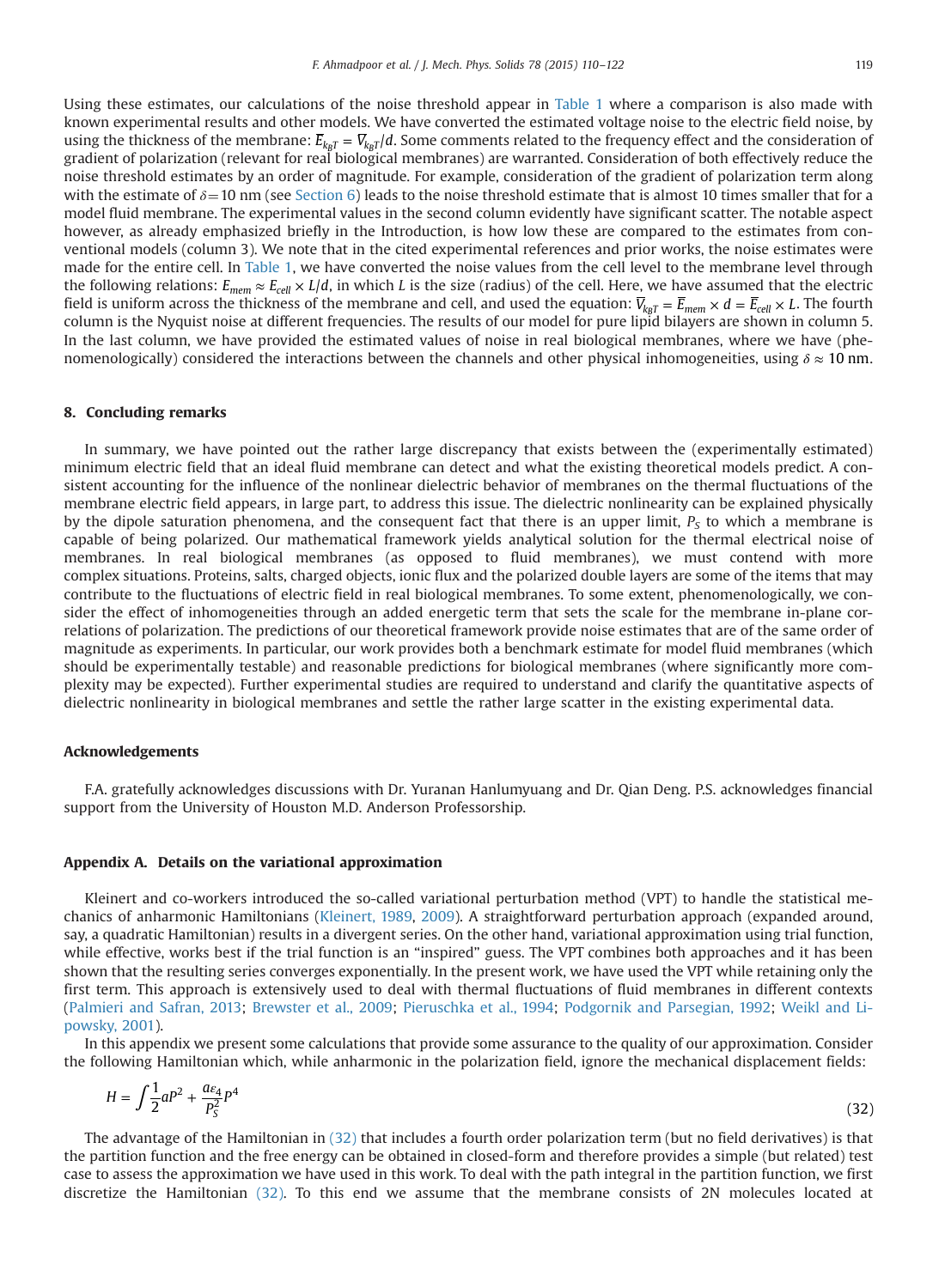Using these estimates, our calculations of the noise threshold appear in Table 1 where a comparison is also made with known experimental results and other models. We have converted the estimated voltage noise to the electric field noise, by using the thickness of the membrane: $\overline{E}_{k_BT} = \overline{V}_{k_BT}/d$. Some comments related to the frequency effect and the consideration of gradient of polarization (relevant for real biological membranes) are warranted. Consideration of both effectively reduce the noise threshold estimates by an order of magnitude. For example, consideration of the gradient of polarization term along with the estimate of $\delta = 10$ nm (see Section 6) leads to the noise threshold estimate that is almost 10 times smaller that for a model fluid membrane. The experimental values in the second column evidently have significant scatter. The notable aspect however, as already emphasized briefly in the Introduction, is how low these are compared to the estimates from conventional models (column 3). We note that in the cited experimental references and prior works, the noise estimates were made for the entire cell. In Table 1, we have converted the noise values from the cell level to the membrane level through the following relations: $E_{mem} \approx E_{cell} \times L/d$, in which $L$ is the size (radius) of the cell. Here, we have assumed that the electric field is uniform across the thickness of the membrane and cell, and used the equation: $\overline{V}_{k_BT} = \overline{E}_{mem} \times d = \overline{E}_{cell} \times L$. The fourth column is the Nyquist noise at different frequencies. The results of our model for pure lipid bilayers are shown in column 5. In the last column, we have provided the estimated values of noise in real biological membranes, where we have (phenomenologically) considered the interactions between the channels and other physical inhomogeneities, using $\delta \approx 10$ nm.

## 8. Concluding remarks

In summary, we have pointed out the rather large discrepancy that exists between the (experimentally estimated) minimum electric field that an ideal fluid membrane can detect and what the existing theoretical models predict. A consistent accounting for the influence of the nonlinear dielectric behavior of membranes on the thermal fluctuations of the membrane electric field appears, in large part, to address this issue. The dielectric nonlinearity can be explained physically by the dipole saturation phenomena, and the consequent fact that there is an upper limit, $P_S$ to which a membrane is capable of being polarized. Our mathematical framework yields analytical solution for the thermal electrical noise of membranes. In real biological membranes (as opposed to fluid membranes), we must contend with more complex situations. Proteins, salts, charged objects, ionic flux and the polarized double layers are some of the items that may contribute to the fluctuations of electric field in real biological membranes. To some extent, phenomenologically, we consider the effect of inhomogeneities through an added energetic term that sets the scale for the membrane in-plane correlations of polarization. The predictions of our theoretical framework provide noise estimates that are of the same order of magnitude as experiments. In particular, our work provides both a benchmark estimate for model fluid membranes (which should be experimentally testable) and reasonable predictions for biological membranes (where significantly more complexity may be expected). Further experimental studies are required to understand and clarify the quantitative aspects of dielectric nonlinearity in biological membranes and settle the rather large scatter in the existing experimental data.

## Acknowledgements

F.A. gratefully acknowledges discussions with Dr. Yuranan Hanlumyuang and Dr. Qian Deng. P.S. acknowledges financial support from the University of Houston M.D. Anderson Professorship.

## Appendix A. Details on the variational approximation

Kleinert and co-workers introduced the so-called variational perturbation method (VPT) to handle the statistical mechanics of anharmonic Hamiltonians (Kleinert, 1989, 2009). A straightforward perturbation approach (expanded around, say, a quadratic Hamiltonian) results in a divergent series. On the other hand, variational approximation using trial function, while effective, works best if the trial function is an "inspired" guess. The VPT combines both approaches and it has been shown that the resulting series converges exponentially. In the present work, we have used the VPT while retaining only the first term. This approach is extensively used to deal with thermal fluctuations of fluid membranes in different contexts (Palmieri and Safran, 2013; Brewster et al., 2009; Pieruschka et al., 1994; Podgornik and Parsegian, 1992; Weikl and Lipowsky, 2001).

In this appendix we present some calculations that provide some assurance to the quality of our approximation. Consider the following Hamiltonian which, while anharmonic in the polarization field, ignore the mechanical displacement fields:

$$H = \int \frac{1}{2} a P^2 + \frac{a\varepsilon_4}{P_S^2} P^4 \tag{32}$$

The advantage of the Hamiltonian in (32) that includes a fourth order polarization term (but no field derivatives) is that the partition function and the free energy can be obtained in closed-form and therefore provides a simple (but related) test case to assess the approximation we have used in this work. To deal with the path integral in the partition function, we first discretize the Hamiltonian (32). To this end we assume that the membrane consists of 2N molecules located at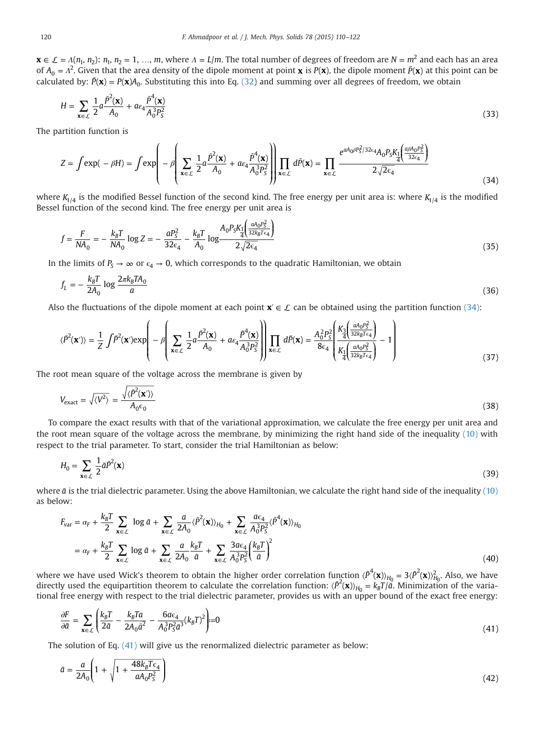$\mathbf{x} \in \mathcal{L} = \Lambda(n_1, n_2)$: $n_1, n_2 = 1, \ldots, m$, where $\Lambda = L/m$. The total number of degrees of freedom are $N = m^2$ and each has an area of $A_0 = \Lambda^2$. Given that the area density of the dipole moment at point $\mathbf{x}$ is $P(\mathbf{x})$, the dipole moment $\bar{P}(\mathbf{x})$ at this point can be calculated by: $\bar{P}(\mathbf{x}) = P(\mathbf{x})A_0$. Substituting this into Eq. (32) and summing over all degrees of freedom, we obtain

$$H = \sum_{\mathbf{x} \in \mathcal{L}} \frac{1}{2} a \frac{\bar{P}^2(\mathbf{x})}{A_0} + a\varepsilon_4 \frac{\bar{P}^4(\mathbf{x})}{A_0^3 P_S^2} \tag{33}$$

The partition function is

$$Z = \int \exp(-\beta H) = \int \exp\left(-\beta\left(\sum_{\mathbf{x} \in \mathcal{L}} \frac{1}{2} a \frac{\bar{P}^2(\mathbf{x})}{A_0} + a\varepsilon_4 \frac{\bar{P}^4(\mathbf{x})}{A_0^3 P_S^2}\right)\right) \prod_{\mathbf{x} \in \mathcal{L}} d\bar{P}(\mathbf{x}) = \prod_{\mathbf{x} \in \mathcal{L}} \frac{e^{aA_0\beta P_S^2/32\epsilon_4} A_0 P_S K_{\frac{1}{4}}\left(\frac{a\beta A_0 P_S^2}{32\epsilon_4}\right)}{2\sqrt{2\epsilon_4}} \tag{34}$$

where $K_{1/4}$ is the modified Bessel function of the second kind. The free energy per unit area is: where $K_{1/4}$ is the modified Bessel function of the second kind. The free energy per unit area is

$$f = \frac{F}{NA_0} = -\frac{k_B T}{NA_0} \log Z = -\frac{aP_S^2}{32\epsilon_4} - \frac{k_B T}{A_0} \log \frac{A_0 P_S K_{\frac{1}{4}}\left(\frac{aA_0 P_S^2}{32 k_B T \epsilon_4}\right)}{2\sqrt{2\epsilon_4}} \tag{35}$$

In the limits of $P_S \to \infty$ or $\epsilon_4 \to 0$, which corresponds to the quadratic Hamiltonian, we obtain

$$f_L = -\frac{k_B T}{2A_0} \log \frac{2\pi k_B T A_0}{a} \tag{36}$$

Also the fluctuations of the dipole moment at each point $\mathbf{x}' \in \mathcal{L}$ can be obtained using the partition function (34):

$$\langle \bar{P}^2(\mathbf{x}') \rangle = \frac{1}{Z} \int \bar{P}^2(\mathbf{x}') \exp\left(-\beta\left(\sum_{\mathbf{x} \in \mathcal{L}} \frac{1}{2} a \frac{\bar{P}^2(\mathbf{x})}{A_0} + a\varepsilon_4 \frac{\bar{P}^4(\mathbf{x})}{A_0^3 P_S^2}\right)\right) \prod_{\mathbf{x} \in \mathcal{L}} d\bar{P}(\mathbf{x}) = \frac{A_0^2 P_S^2}{8\epsilon_4}\left(\frac{K_{\frac{3}{4}}\left(\frac{aA_0 P_S^2}{32 k_B T \epsilon_4}\right)}{K_{\frac{1}{4}}\left(\frac{aA_0 P_S^2}{32 k_B T \epsilon_4}\right)} - 1\right) \tag{37}$$

The root mean square of the voltage across the membrane is given by

$$V_{\text{exact}} = \sqrt{\langle V^2 \rangle} = \frac{\sqrt{\langle \bar{P}^2(\mathbf{x}') \rangle}}{A_0 \epsilon_0} \tag{38}$$

To compare the exact results with that of the variational approximation, we calculate the free energy per unit area and the root mean square of the voltage across the membrane, by minimizing the right hand side of the inequality (10) with respect to the trial parameter. To start, consider the trial Hamiltonian as below:

$$H_0 = \sum_{\mathbf{x} \in \mathcal{L}} \frac{1}{2} \bar{a} \bar{P}^2(\mathbf{x}) \tag{39}$$

where $\bar{a}$ is the trial dielectric parameter. Using the above Hamiltonian, we calculate the right hand side of the inequality (10) as below:

$$\begin{aligned} F_{\text{var}} &= \alpha_F + \frac{k_B T}{2} \sum_{\mathbf{x} \in \mathcal{L}} \log \bar{a} + \sum_{\mathbf{x} \in \mathcal{L}} \frac{a}{2A_0} \langle \bar{P}^2(\mathbf{x}) \rangle_{H_0} + \sum_{\mathbf{x} \in \mathcal{L}} \frac{a\epsilon_4}{A_0^3 P_S^2} \langle \bar{P}^4(\mathbf{x}) \rangle_{H_0} \\ &= \alpha_F + \frac{k_B T}{2} \sum_{\mathbf{x} \in \mathcal{L}} \log \bar{a} + \sum_{\mathbf{x} \in \mathcal{L}} \frac{a}{2A_0} \frac{k_B T}{\bar{a}} + \sum_{\mathbf{x} \in \mathcal{L}} \frac{3a\epsilon_4}{A_0^3 P_S^2} \left(\frac{k_B T}{\bar{a}}\right)^2 \end{aligned} \tag{40}$$

where we have used Wick's theorem to obtain the higher order correlation function $\langle \bar{P}^4(\mathbf{x}) \rangle_{H_0} = 3\langle \bar{P}^2(\mathbf{x}) \rangle_{H_0}^2$. Also, we have directly used the equipartition theorem to calculate the correlation function: $\langle \bar{P}^2(\mathbf{x}) \rangle_{H_0} = k_B T/\bar{a}$. Minimization of the variational free energy with respect to the trial dielectric parameter, provides us with an upper bound of the exact free energy:

$$\frac{\partial F}{\partial \bar{a}} = \sum_{\mathbf{x} \in \mathcal{L}} \left(\frac{k_B T}{2\bar{a}} - \frac{k_B T a}{2A_0 \bar{a}^2} - \frac{6a\epsilon_4}{A_0^3 P_S^2 \bar{a}^3} (k_B T)^2\right) := 0 \tag{41}$$

The solution of Eq. (41) will give us the renormalized dielectric parameter as below:

$$\bar{a} = \frac{a}{2A_0}\left(1 + \sqrt{1 + \frac{48 k_B T \epsilon_4}{aA_0 P_S^2}}\right) \tag{42}$$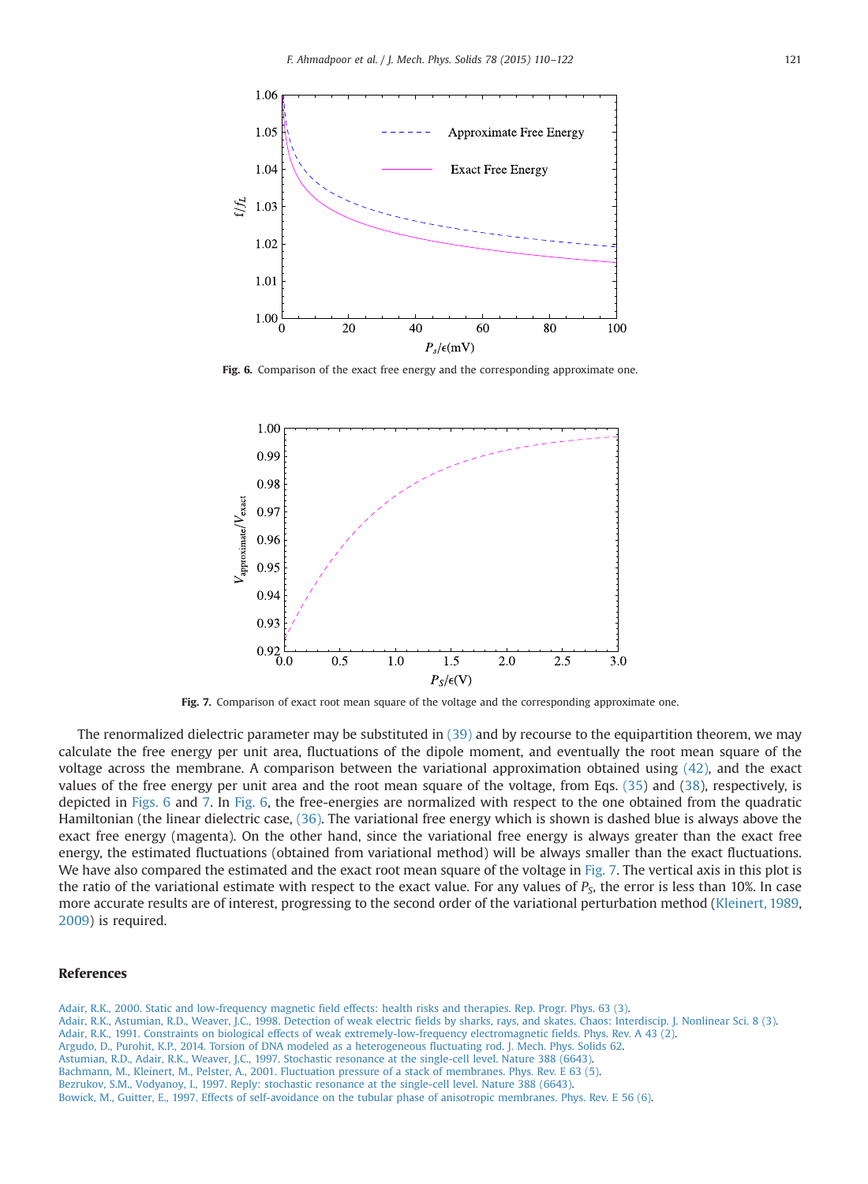Fig. 6. Comparison of the exact free energy and the corresponding approximate one.

Fig. 7. Comparison of exact root mean square of the voltage and the corresponding approximate one.

The renormalized dielectric parameter may be substituted in (39) and by recourse to the equipartition theorem, we may calculate the free energy per unit area, fluctuations of the dipole moment, and eventually the root mean square of the voltage across the membrane. A comparison between the variational approximation obtained using (42), and the exact values of the free energy per unit area and the root mean square of the voltage, from Eqs. (35) and (38), respectively, is depicted in Figs. 6 and 7. In Fig. 6, the free-energies are normalized with respect to the one obtained from the quadratic Hamiltonian (the linear dielectric case, (36). The variational free energy which is shown is dashed blue is always above the exact free energy (magenta). On the other hand, since the variational free energy is always greater than the exact free energy, the estimated fluctuations (obtained from variational method) will be always smaller than the exact fluctuations. We have also compared the estimated and the exact root mean square of the voltage in Fig. 7. The vertical axis in this plot is the ratio of the variational estimate with respect to the exact value. For any values of $P_S$, the error is less than 10%. In case more accurate results are of interest, progressing to the second order of the variational perturbation method (Kleinert, 1989, 2009) is required.

## References

Adair, R.K., 2000. Static and low-frequency magnetic field effects: health risks and therapies. Rep. Progr. Phys. 63 (3).

Adair, R.K., Astumian, R.D., Weaver, J.C., 1998. Detection of weak electric fields by sharks, rays, and skates. Chaos: Interdiscip. J. Nonlinear Sci. 8 (3).

Adair, R.K., 1991. Constraints on biological effects of weak extremely-low-frequency electromagnetic fields. Phys. Rev. A 43 (2).

Argudo, D., Purohit, K.P., 2014. Torsion of DNA modeled as a heterogeneous fluctuating rod. J. Mech. Phys. Solids 62.

Astumian, R.D., Adair, R.K., Weaver, J.C., 1997. Stochastic resonance at the single-cell level. Nature 388 (6643).

Bachmann, M., Kleinert, M., Pelster, A., 2001. Fluctuation pressure of a stack of membranes. Phys. Rev. E 63 (5).

Bezrukov, S.M., Vodyanoy, I., 1997. Reply: stochastic resonance at the single-cell level. Nature 388 (6643).

Bowick, M., Guitter, E., 1997. Effects of self-avoidance on the tubular phase of anisotropic membranes. Phys. Rev. E 56 (6).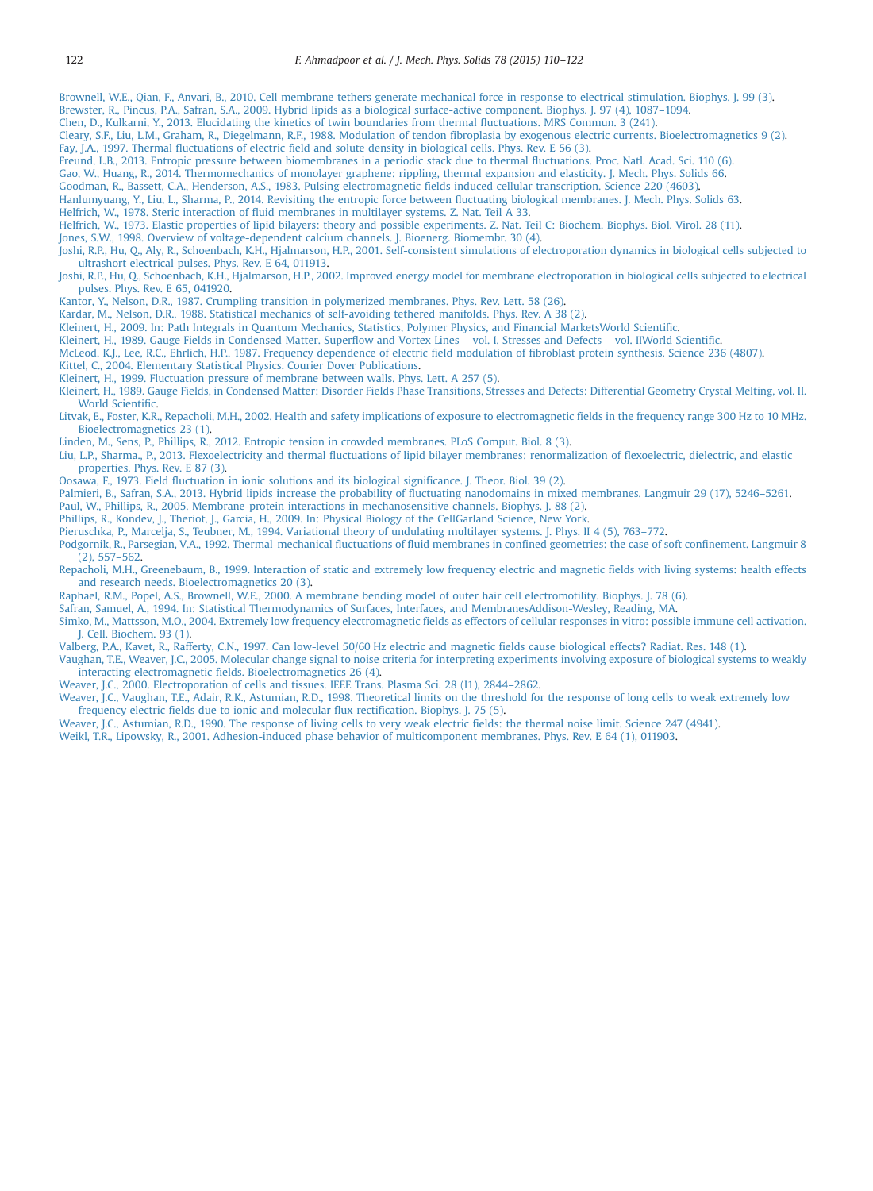Brownell, W.E., Qian, F., Anvari, B., 2010. Cell membrane tethers generate mechanical force in response to electrical stimulation. Biophys. J. 99 (3).

Brewster, R., Pincus, P.A., Safran, S.A., 2009. Hybrid lipids as a biological surface-active component. Biophys. J. 97 (4), 1087–1094.

Chen, D., Kulkarni, Y., 2013. Elucidating the kinetics of twin boundaries from thermal fluctuations. MRS Commun. 3 (241).

Cleary, S.F., Liu, L.M., Graham, R., Diegelmann, R.F., 1988. Modulation of tendon fibroplasia by exogenous electric currents. Bioelectromagnetics 9 (2).

Fay, J.A., 1997. Thermal fluctuations of electric field and solute density in biological cells. Phys. Rev. E 56 (3).

Freund, L.B., 2013. Entropic pressure between biomembranes in a periodic stack due to thermal fluctuations. Proc. Natl. Acad. Sci. 110 (6).

Gao, W., Huang, R., 2014. Thermomechanics of monolayer graphene: rippling, thermal expansion and elasticity. J. Mech. Phys. Solids 66.

Goodman, R., Bassett, C.A., Henderson, A.S., 1983. Pulsing electromagnetic fields induced cellular transcription. Science 220 (4603).

Hanlumyuang, Y., Liu, L., Sharma, P., 2014. Revisiting the entropic force between fluctuating biological membranes. J. Mech. Phys. Solids 63.

Helfrich, W., 1978. Steric interaction of fluid membranes in multilayer systems. Z. Nat. Teil A 33.

Helfrich, W., 1973. Elastic properties of lipid bilayers: theory and possible experiments. Z. Nat. Teil C: Biochem. Biophys. Biol. Virol. 28 (11).

Jones, S.W., 1998. Overview of voltage-dependent calcium channels. J. Bioenerg. Biomembr. 30 (4).

Joshi, R.P., Hu, Q., Aly, R., Schoenbach, K.H., Hjalmarson, H.P., 2001. Self-consistent simulations of electroporation dynamics in biological cells subjected to ultrashort electrical pulses. Phys. Rev. E 64, 011913.

Joshi, R.P., Hu, Q., Schoenbach, K.H., Hjalmarson, H.P., 2002. Improved energy model for membrane electroporation in biological cells subjected to electrical pulses. Phys. Rev. E 65, 041920.

Kantor, Y., Nelson, D.R., 1987. Crumpling transition in polymerized membranes. Phys. Rev. Lett. 58 (26).

Kardar, M., Nelson, D.R., 1988. Statistical mechanics of self-avoiding tethered manifolds. Phys. Rev. A 38 (2).

Kleinert, H., 2009. In: Path Integrals in Quantum Mechanics, Statistics, Polymer Physics, and Financial MarketsWorld Scientific.

Kleinert, H., 1989. Gauge Fields in Condensed Matter. Superflow and Vortex Lines – vol. I. Stresses and Defects – vol. IIWorld Scientific.

McLeod, K.J., Lee, R.C., Ehrlich, H.P., 1987. Frequency dependence of electric field modulation of fibroblast protein synthesis. Science 236 (4807).

Kittel, C., 2004. Elementary Statistical Physics. Courier Dover Publications.

Kleinert, H., 1999. Fluctuation pressure of membrane between walls. Phys. Lett. A 257 (5).

Kleinert, H., 1989. Gauge Fields, in Condensed Matter: Disorder Fields Phase Transitions, Stresses and Defects: Differential Geometry Crystal Melting, vol. II. World Scientific.

Litvak, E., Foster, K.R., Repacholi, M.H., 2002. Health and safety implications of exposure to electromagnetic fields in the frequency range 300 Hz to 10 MHz. Bioelectromagnetics 23 (1).

Linden, M., Sens, P., Phillips, R., 2012. Entropic tension in crowded membranes. PLoS Comput. Biol. 8 (3).

Liu, L.P., Sharma., P., 2013. Flexoelectricity and thermal fluctuations of lipid bilayer membranes: renormalization of flexoelectric, dielectric, and elastic properties. Phys. Rev. E 87 (3).

Oosawa, F., 1973. Field fluctuation in ionic solutions and its biological significance. J. Theor. Biol. 39 (2).

Palmieri, B., Safran, S.A., 2013. Hybrid lipids increase the probability of fluctuating nanodomains in mixed membranes. Langmuir 29 (17), 5246–5261.

Paul, W., Phillips, R., 2005. Membrane-protein interactions in mechanosensitive channels. Biophys. J. 88 (2).

Phillips, R., Kondev, J., Theriot, J., Garcia, H., 2009. In: Physical Biology of the CellGarland Science, New York.

Pieruschka, P., Marcelja, S., Teubner, M., 1994. Variational theory of undulating multilayer systems. J. Phys. II 4 (5), 763–772.

Podgornik, R., Parsegian, V.A., 1992. Thermal-mechanical fluctuations of fluid membranes in confined geometries: the case of soft confinement. Langmuir 8 (2), 557–562.

Repacholi, M.H., Greenebaum, B., 1999. Interaction of static and extremely low frequency electric and magnetic fields with living systems: health effects and research needs. Bioelectromagnetics 20 (3).

Raphael, R.M., Popel, A.S., Brownell, W.E., 2000. A membrane bending model of outer hair cell electromotility. Biophys. J. 78 (6).

Safran, Samuel, A., 1994. In: Statistical Thermodynamics of Surfaces, Interfaces, and MembranesAddison-Wesley, Reading, MA.

Simko, M., Mattsson, M.O., 2004. Extremely low frequency electromagnetic fields as effectors of cellular responses in vitro: possible immune cell activation. J. Cell. Biochem. 93 (1).

Valberg, P.A., Kavet, R., Rafferty, C.N., 1997. Can low-level 50/60 Hz electric and magnetic fields cause biological effects? Radiat. Res. 148 (1).

Vaughan, T.E., Weaver, J.C., 2005. Molecular change signal to noise criteria for interpreting experiments involving exposure of biological systems to weakly interacting electromagnetic fields. Bioelectromagnetics 26 (4).

Weaver, J.C., 2000. Electroporation of cells and tissues. IEEE Trans. Plasma Sci. 28 (I1), 2844–2862.

Weaver, J.C., Vaughan, T.E., Adair, R.K., Astumian, R.D., 1998. Theoretical limits on the threshold for the response of long cells to weak extremely low frequency electric fields due to ionic and molecular flux rectification. Biophys. J. 75 (5).

Weaver, J.C., Astumian, R.D., 1990. The response of living cells to very weak electric fields: the thermal noise limit. Science 247 (4941).

Weikl, T.R., Lipowsky, R., 2001. Adhesion-induced phase behavior of multicomponent membranes. Phys. Rev. E 64 (1), 011903.